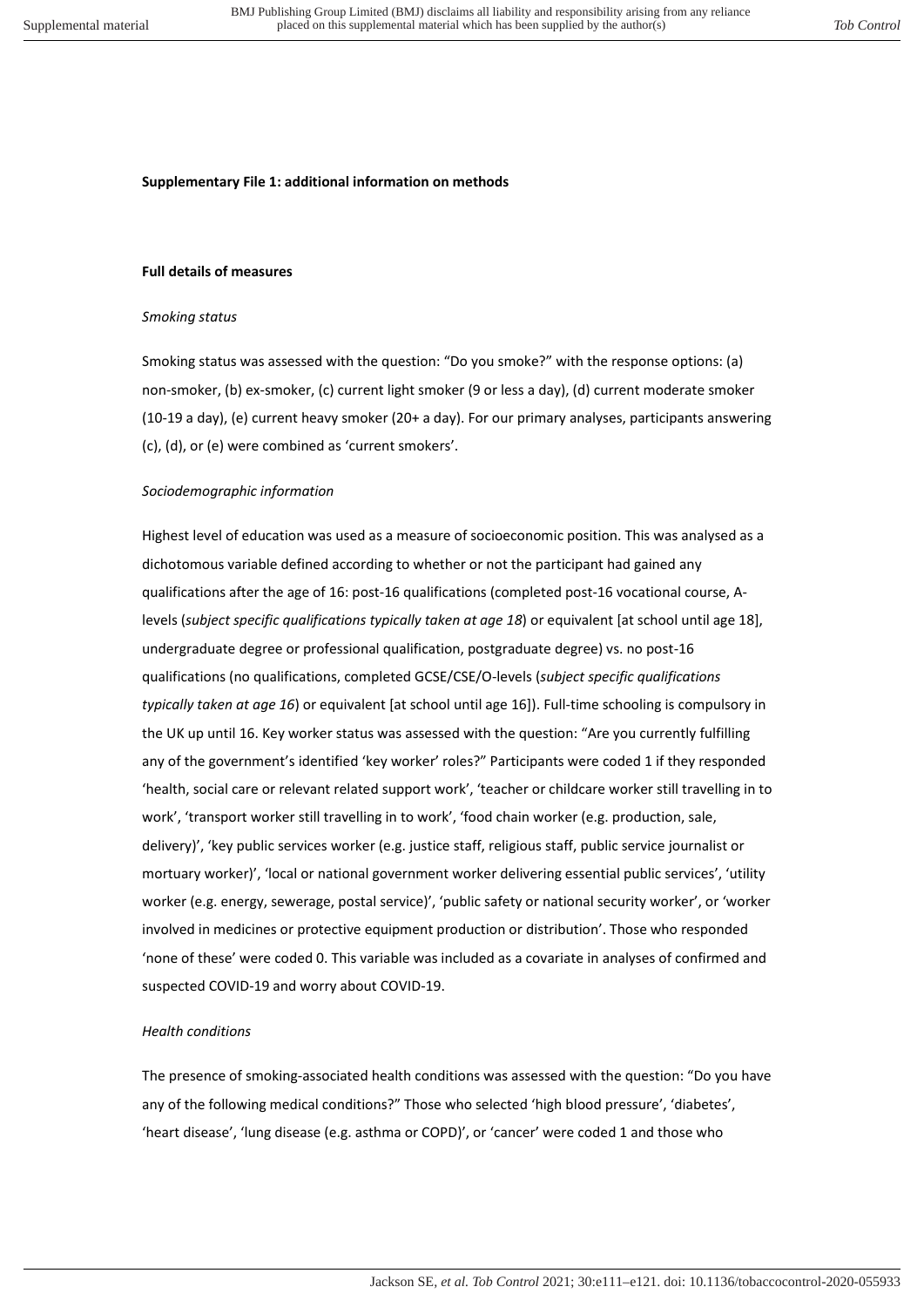**Supplementary File 1: additional information on methods**

**Full details of measures**

*Smoking status*

Smoking status was assessed with the question: "Do you smoke?" with the response options: (a) non-smoker, (b) ex-smoker, (c) current light smoker (9 or less a day), (d) current moderate smoker (10-19 a day), (e) current heavy smoker (20+ a day). For our primary analyses, participants answering (c), (d), or (e) were combined as 'current smokers'.

*Sociodemographic information*

Highest level of education was used as a measure of socioeconomic position. This was analysed as a dichotomous variable defined according to whether or not the participant had gained any qualifications after the age of 16: post-16 qualifications (completed post-16 vocational course, A-levels (*subject specific qualifications typically taken at age 18*) or equivalent [at school until age 18], undergraduate degree or professional qualification, postgraduate degree) vs. no post-16 qualifications (no qualifications, completed GCSE/CSE/O-levels (*subject specific qualifications typically taken at age 16*) or equivalent [at school until age 16]). Full-time schooling is compulsory in the UK up until 16. Key worker status was assessed with the question: "Are you currently fulfilling any of the government's identified 'key worker' roles?" Participants were coded 1 if they responded 'health, social care or relevant related support work', 'teacher or childcare worker still travelling in to work', 'transport worker still travelling in to work', 'food chain worker (e.g. production, sale, delivery)', 'key public services worker (e.g. justice staff, religious staff, public service journalist or mortuary worker)', 'local or national government worker delivering essential public services', 'utility worker (e.g. energy, sewerage, postal service)', 'public safety or national security worker', or 'worker involved in medicines or protective equipment production or distribution'. Those who responded 'none of these' were coded 0. This variable was included as a covariate in analyses of confirmed and suspected COVID-19 and worry about COVID-19.

*Health conditions*

The presence of smoking-associated health conditions was assessed with the question: "Do you have any of the following medical conditions?" Those who selected 'high blood pressure', 'diabetes', 'heart disease', 'lung disease (e.g. asthma or COPD)', or 'cancer' were coded 1 and those who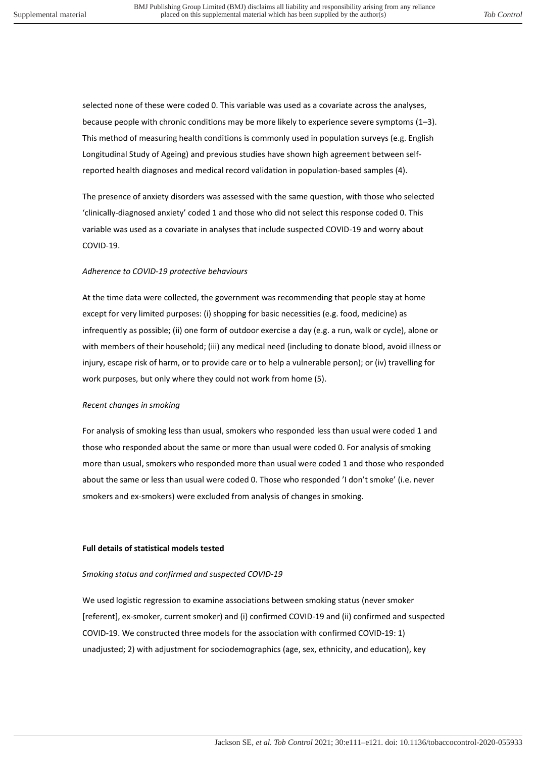selected none of these were coded 0. This variable was used as a covariate across the analyses, because people with chronic conditions may be more likely to experience severe symptoms (1–3). This method of measuring health conditions is commonly used in population surveys (e.g. English Longitudinal Study of Ageing) and previous studies have shown high agreement between self-reported health diagnoses and medical record validation in population-based samples (4).

The presence of anxiety disorders was assessed with the same question, with those who selected 'clinically-diagnosed anxiety' coded 1 and those who did not select this response coded 0. This variable was used as a covariate in analyses that include suspected COVID-19 and worry about COVID-19.

*Adherence to COVID-19 protective behaviours*

At the time data were collected, the government was recommending that people stay at home except for very limited purposes: (i) shopping for basic necessities (e.g. food, medicine) as infrequently as possible; (ii) one form of outdoor exercise a day (e.g. a run, walk or cycle), alone or with members of their household; (iii) any medical need (including to donate blood, avoid illness or injury, escape risk of harm, or to provide care or to help a vulnerable person); or (iv) travelling for work purposes, but only where they could not work from home (5).

*Recent changes in smoking*

For analysis of smoking less than usual, smokers who responded less than usual were coded 1 and those who responded about the same or more than usual were coded 0. For analysis of smoking more than usual, smokers who responded more than usual were coded 1 and those who responded about the same or less than usual were coded 0. Those who responded 'I don't smoke' (i.e. never smokers and ex-smokers) were excluded from analysis of changes in smoking.

**Full details of statistical models tested**

*Smoking status and confirmed and suspected COVID-19*

We used logistic regression to examine associations between smoking status (never smoker [referent], ex-smoker, current smoker) and (i) confirmed COVID-19 and (ii) confirmed and suspected COVID-19. We constructed three models for the association with confirmed COVID-19: 1) unadjusted; 2) with adjustment for sociodemographics (age, sex, ethnicity, and education), key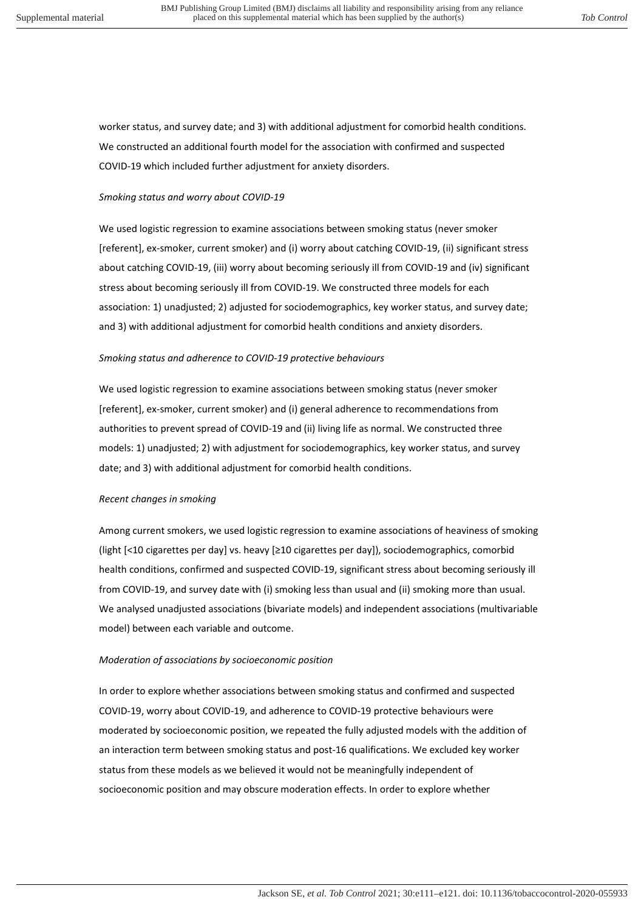worker status, and survey date; and 3) with additional adjustment for comorbid health conditions. We constructed an additional fourth model for the association with confirmed and suspected COVID-19 which included further adjustment for anxiety disorders.

*Smoking status and worry about COVID-19*

We used logistic regression to examine associations between smoking status (never smoker [referent], ex-smoker, current smoker) and (i) worry about catching COVID-19, (ii) significant stress about catching COVID-19, (iii) worry about becoming seriously ill from COVID-19 and (iv) significant stress about becoming seriously ill from COVID-19. We constructed three models for each association: 1) unadjusted; 2) adjusted for sociodemographics, key worker status, and survey date; and 3) with additional adjustment for comorbid health conditions and anxiety disorders.

*Smoking status and adherence to COVID-19 protective behaviours*

We used logistic regression to examine associations between smoking status (never smoker [referent], ex-smoker, current smoker) and (i) general adherence to recommendations from authorities to prevent spread of COVID-19 and (ii) living life as normal. We constructed three models: 1) unadjusted; 2) with adjustment for sociodemographics, key worker status, and survey date; and 3) with additional adjustment for comorbid health conditions.

*Recent changes in smoking*

Among current smokers, we used logistic regression to examine associations of heaviness of smoking (light [<10 cigarettes per day] vs. heavy [≥10 cigarettes per day]), sociodemographics, comorbid health conditions, confirmed and suspected COVID-19, significant stress about becoming seriously ill from COVID-19, and survey date with (i) smoking less than usual and (ii) smoking more than usual. We analysed unadjusted associations (bivariate models) and independent associations (multivariable model) between each variable and outcome.

*Moderation of associations by socioeconomic position*

In order to explore whether associations between smoking status and confirmed and suspected COVID-19, worry about COVID-19, and adherence to COVID-19 protective behaviours were moderated by socioeconomic position, we repeated the fully adjusted models with the addition of an interaction term between smoking status and post-16 qualifications. We excluded key worker status from these models as we believed it would not be meaningfully independent of socioeconomic position and may obscure moderation effects. In order to explore whether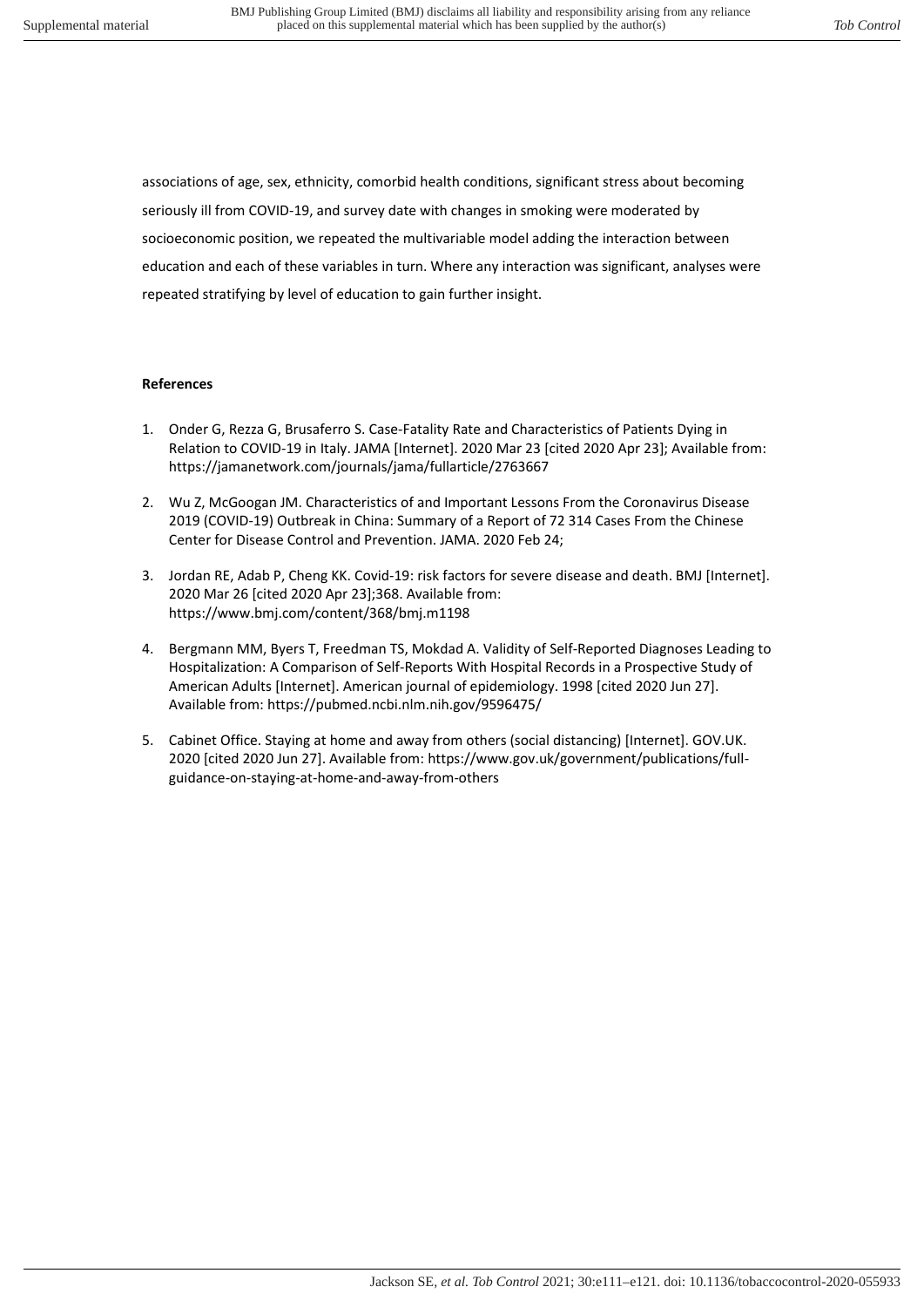associations of age, sex, ethnicity, comorbid health conditions, significant stress about becoming seriously ill from COVID-19, and survey date with changes in smoking were moderated by socioeconomic position, we repeated the multivariable model adding the interaction between education and each of these variables in turn. Where any interaction was significant, analyses were repeated stratifying by level of education to gain further insight.

**References**

1. Onder G, Rezza G, Brusaferro S. Case-Fatality Rate and Characteristics of Patients Dying in Relation to COVID-19 in Italy. JAMA [Internet]. 2020 Mar 23 [cited 2020 Apr 23]; Available from: https://jamanetwork.com/journals/jama/fullarticle/2763667

2. Wu Z, McGoogan JM. Characteristics of and Important Lessons From the Coronavirus Disease 2019 (COVID-19) Outbreak in China: Summary of a Report of 72 314 Cases From the Chinese Center for Disease Control and Prevention. JAMA. 2020 Feb 24;

3. Jordan RE, Adab P, Cheng KK. Covid-19: risk factors for severe disease and death. BMJ [Internet]. 2020 Mar 26 [cited 2020 Apr 23];368. Available from: https://www.bmj.com/content/368/bmj.m1198

4. Bergmann MM, Byers T, Freedman TS, Mokdad A. Validity of Self-Reported Diagnoses Leading to Hospitalization: A Comparison of Self-Reports With Hospital Records in a Prospective Study of American Adults [Internet]. American journal of epidemiology. 1998 [cited 2020 Jun 27]. Available from: https://pubmed.ncbi.nlm.nih.gov/9596475/

5. Cabinet Office. Staying at home and away from others (social distancing) [Internet]. GOV.UK. 2020 [cited 2020 Jun 27]. Available from: https://www.gov.uk/government/publications/full-guidance-on-staying-at-home-and-away-from-others